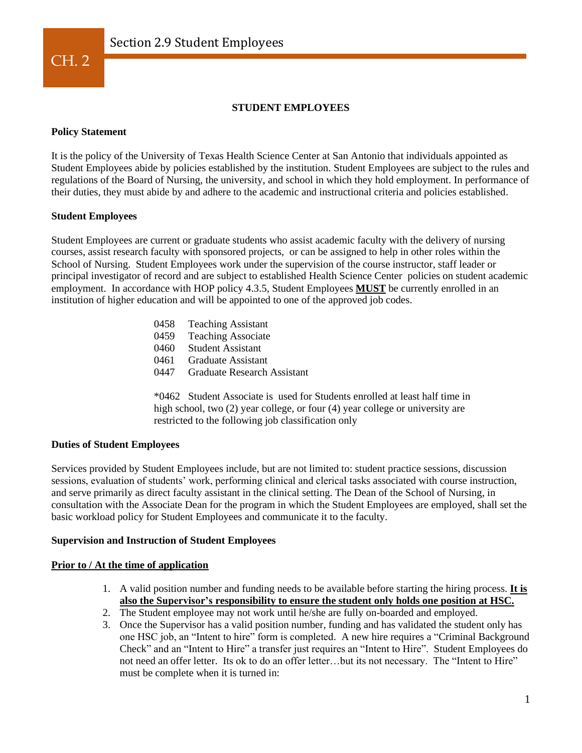# CH. 2 Section 2.9 Student Employees

## STUDENT EMPLOYEES

### Policy Statement

It is the policy of the University of Texas Health Science Center at San Antonio that individuals appointed as Student Employees abide by policies established by the institution. Student Employees are subject to the rules and regulations of the Board of Nursing, the university, and school in which they hold employment. In performance of their duties, they must abide by and adhere to the academic and instructional criteria and policies established.

### Student Employees

Student Employees are current or graduate students who assist academic faculty with the delivery of nursing courses, assist research faculty with sponsored projects, or can be assigned to help in other roles within the School of Nursing. Student Employees work under the supervision of the course instructor, staff leader or principal investigator of record and are subject to established Health Science Center policies on student academic employment. In accordance with HOP policy 4.3.5, Student Employees **<u>MUST</u>** be currently enrolled in an institution of higher education and will be appointed to one of the approved job codes.

- 0458 Teaching Assistant
- 0459 Teaching Associate
- 0460 Student Assistant
- 0461 Graduate Assistant
- 0447 Graduate Research Assistant

*0462 Student Associate is used for Students enrolled at least half time in high school, two (2) year college, or four (4) year college or university are restricted to the following job classification only

### Duties of Student Employees

Services provided by Student Employees include, but are not limited to: student practice sessions, discussion sessions, evaluation of students' work, performing clinical and clerical tasks associated with course instruction, and serve primarily as direct faculty assistant in the clinical setting. The Dean of the School of Nursing, in consultation with the Associate Dean for the program in which the Student Employees are employed, shall set the basic workload policy for Student Employees and communicate it to the faculty.

### Supervision and Instruction of Student Employees

**<u>Prior to / At the time of application</u>**

1. A valid position number and funding needs to be available before starting the hiring process. **<u>It is also the Supervisor's responsibility to ensure the student only holds one position at HSC.</u>**
2. The Student employee may not work until he/she are fully on-boarded and employed.
3. Once the Supervisor has a valid position number, funding and has validated the student only has one HSC job, an "Intent to hire" form is completed. A new hire requires a "Criminal Background Check" and an "Intent to Hire" a transfer just requires an "Intent to Hire". Student Employees do not need an offer letter. Its ok to do an offer letter…but its not necessary. The "Intent to Hire" must be complete when it is turned in: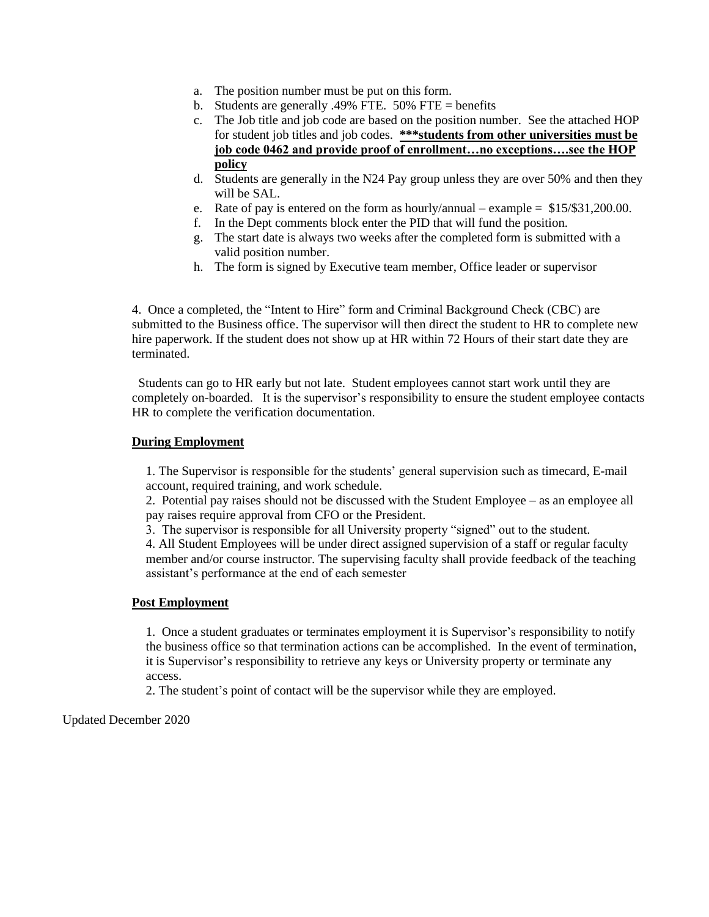a. The position number must be put on this form.
b. Students are generally .49% FTE. 50% FTE = benefits
c. The Job title and job code are based on the position number. See the attached HOP for student job titles and job codes. **<u>***students from other universities must be job code 0462 and provide proof of enrollment…no exceptions….see the HOP policy</u>**
d. Students are generally in the N24 Pay group unless they are over 50% and then they will be SAL.
e. Rate of pay is entered on the form as hourly/annual – example = $15/$31,200.00.
f. In the Dept comments block enter the PID that will fund the position.
g. The start date is always two weeks after the completed form is submitted with a valid position number.
h. The form is signed by Executive team member, Office leader or supervisor

4. Once a completed, the "Intent to Hire" form and Criminal Background Check (CBC) are submitted to the Business office. The supervisor will then direct the student to HR to complete new hire paperwork. If the student does not show up at HR within 72 Hours of their start date they are terminated.

Students can go to HR early but not late. Student employees cannot start work until they are completely on-boarded. It is the supervisor's responsibility to ensure the student employee contacts HR to complete the verification documentation.

**<u>During Employment</u>**

1. The Supervisor is responsible for the students' general supervision such as timecard, E-mail account, required training, and work schedule.
2. Potential pay raises should not be discussed with the Student Employee – as an employee all pay raises require approval from CFO or the President.
3. The supervisor is responsible for all University property "signed" out to the student.
4. All Student Employees will be under direct assigned supervision of a staff or regular faculty member and/or course instructor. The supervising faculty shall provide feedback of the teaching assistant's performance at the end of each semester

**<u>Post Employment</u>**

1. Once a student graduates or terminates employment it is Supervisor's responsibility to notify the business office so that termination actions can be accomplished. In the event of termination, it is Supervisor's responsibility to retrieve any keys or University property or terminate any access.
2. The student's point of contact will be the supervisor while they are employed.

Updated December 2020